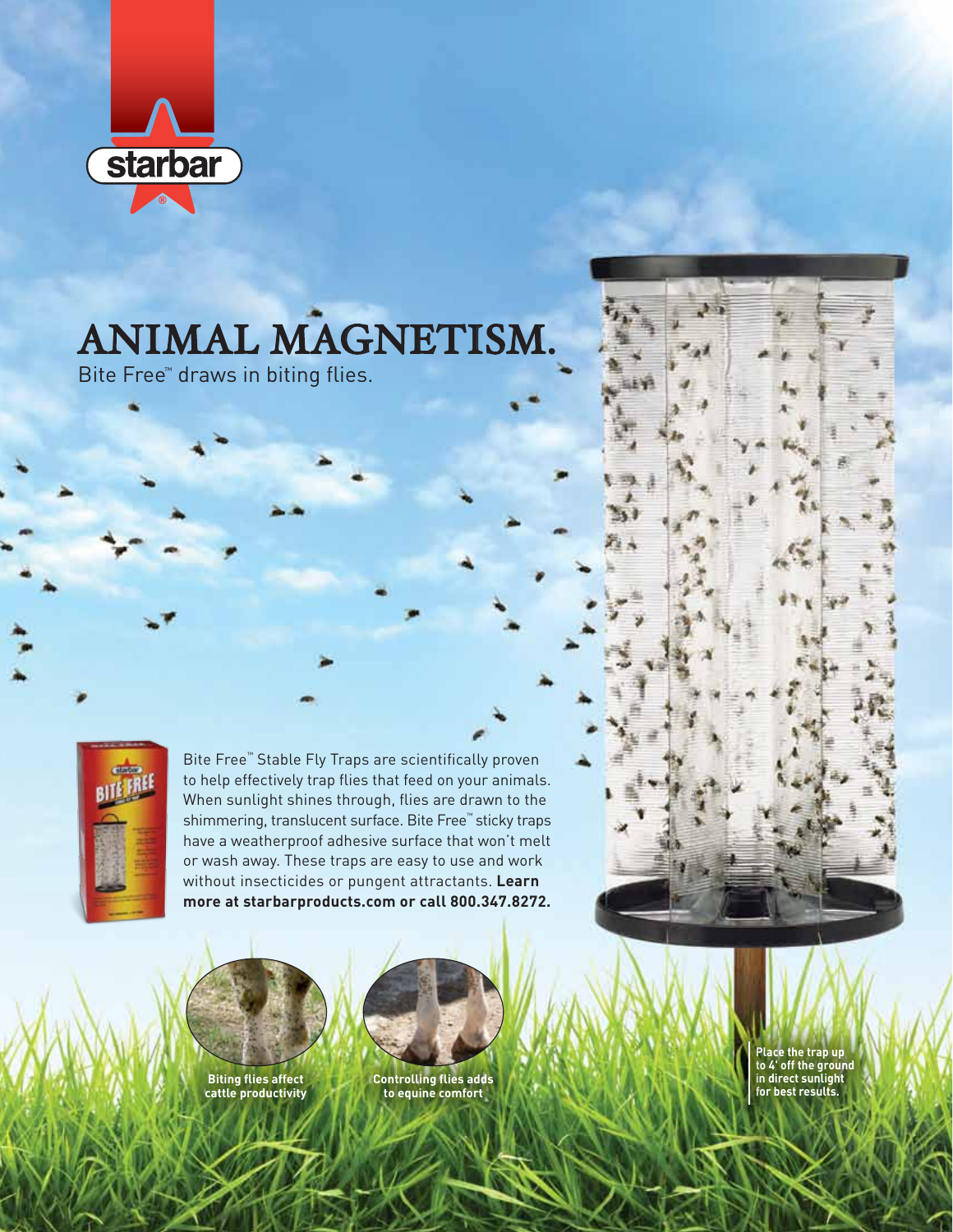starbar®

# ANIMAL MAGNETISM.

Bite Free™ draws in biting flies.

Bite Free™ Stable Fly Traps are scientifically proven to help effectively trap flies that feed on your animals. When sunlight shines through, flies are drawn to the shimmering, translucent surface. Bite Free™ sticky traps have a weatherproof adhesive surface that won't melt or wash away. These traps are easy to use and work without insecticides or pungent attractants. **Learn more at starbarproducts.com or call 800.347.8272.**

**Biting flies affect cattle productivity**

**Controlling flies adds to equine comfort**

**Place the trap up to 4' off the ground in direct sunlight for best results.**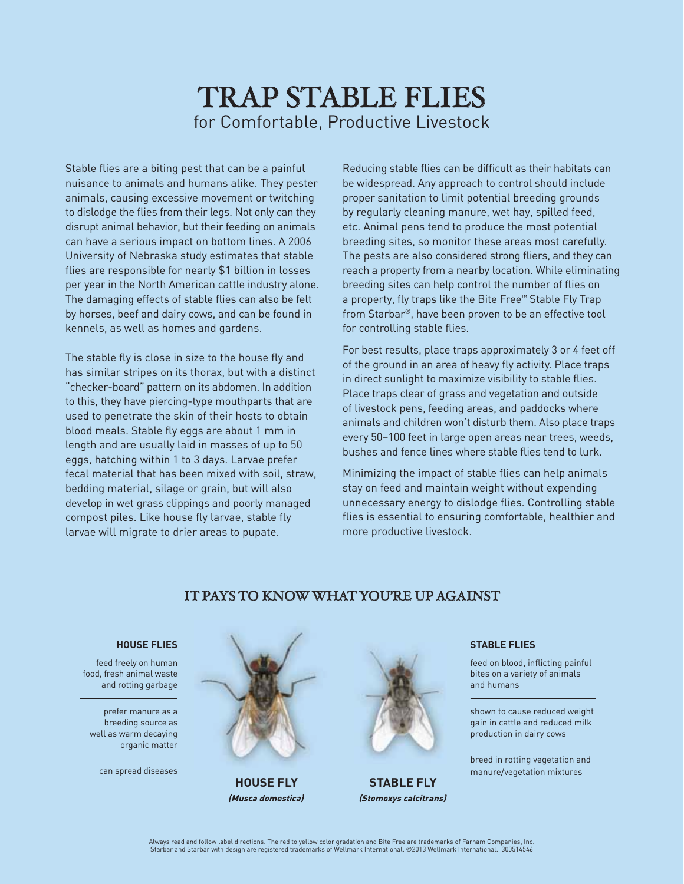# TRAP STABLE FLIES

for Comfortable, Productive Livestock

Stable flies are a biting pest that can be a painful nuisance to animals and humans alike. They pester animals, causing excessive movement or twitching to dislodge the flies from their legs. Not only can they disrupt animal behavior, but their feeding on animals can have a serious impact on bottom lines. A 2006 University of Nebraska study estimates that stable flies are responsible for nearly $1 billion in losses per year in the North American cattle industry alone. The damaging effects of stable flies can also be felt by horses, beef and dairy cows, and can be found in kennels, as well as homes and gardens.

The stable fly is close in size to the house fly and has similar stripes on its thorax, but with a distinct "checker-board" pattern on its abdomen. In addition to this, they have piercing-type mouthparts that are used to penetrate the skin of their hosts to obtain blood meals. Stable fly eggs are about 1 mm in length and are usually laid in masses of up to 50 eggs, hatching within 1 to 3 days. Larvae prefer fecal material that has been mixed with soil, straw, bedding material, silage or grain, but will also develop in wet grass clippings and poorly managed compost piles. Like house fly larvae, stable fly larvae will migrate to drier areas to pupate.

Reducing stable flies can be difficult as their habitats can be widespread. Any approach to control should include proper sanitation to limit potential breeding grounds by regularly cleaning manure, wet hay, spilled feed, etc. Animal pens tend to produce the most potential breeding sites, so monitor these areas most carefully. The pests are also considered strong fliers, and they can reach a property from a nearby location. While eliminating breeding sites can help control the number of flies on a property, fly traps like the Bite Free™ Stable Fly Trap from Starbar®, have been proven to be an effective tool for controlling stable flies.

For best results, place traps approximately 3 or 4 feet off of the ground in an area of heavy fly activity. Place traps in direct sunlight to maximize visibility to stable flies. Place traps clear of grass and vegetation and outside of livestock pens, feeding areas, and paddocks where animals and children won't disturb them. Also place traps every 50–100 feet in large open areas near trees, weeds, bushes and fence lines where stable flies tend to lurk.

Minimizing the impact of stable flies can help animals stay on feed and maintain weight without expending unnecessary energy to dislodge flies. Controlling stable flies is essential to ensuring comfortable, healthier and more productive livestock.

## IT PAYS TO KNOW WHAT YOU'RE UP AGAINST

**HOUSE FLIES**

feed freely on human food, fresh animal waste and rotting garbage

prefer manure as a breeding source as well as warm decaying organic matter

can spread diseases

**HOUSE FLY**
***(Musca domestica)***

**STABLE FLY**
***(Stomoxys calcitrans)***

**STABLE FLIES**

feed on blood, inflicting painful bites on a variety of animals and humans

shown to cause reduced weight gain in cattle and reduced milk production in dairy cows

breed in rotting vegetation and manure/vegetation mixtures

Always read and follow label directions. The red to yellow color gradation and Bite Free are trademarks of Farnam Companies, Inc. Starbar and Starbar with design are registered trademarks of Wellmark International. ©2013 Wellmark International. 300514546